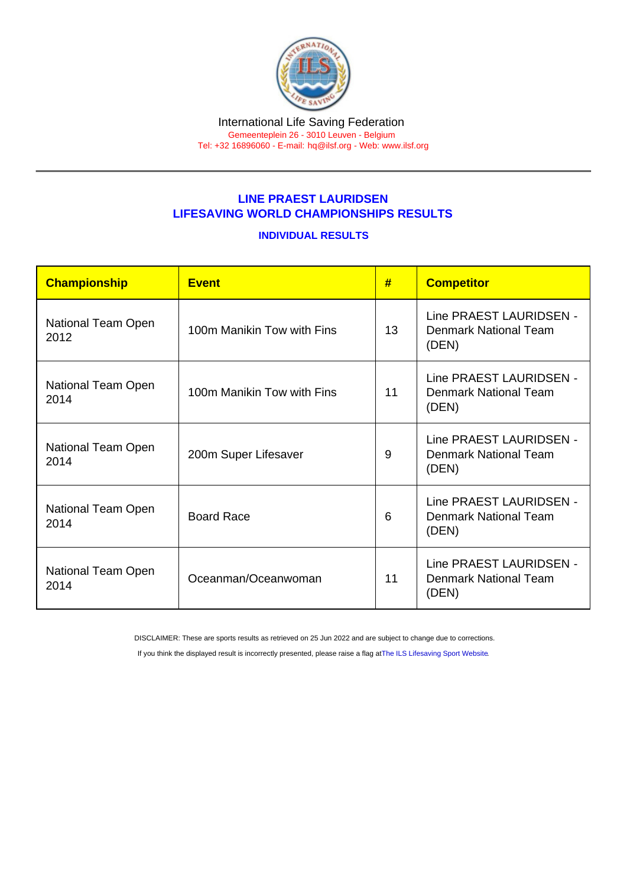International Life Saving Federation

Gemeenteplein 26 - 3010 Leuven - Belgium

Tel: +32 16896060 - E-mail: hq@ilsf.org - Web: www.ilsf.org

## LINE PRAEST LAURIDSEN
## LIFESAVING WORLD CHAMPIONSHIPS RESULTS

### INDIVIDUAL RESULTS

| Championship | Event | # | Competitor |
|---|---|---|---|
| National Team Open 2012 | 100m Manikin Tow with Fins | 13 | Line PRAEST LAURIDSEN - Denmark National Team (DEN) |
| National Team Open 2014 | 100m Manikin Tow with Fins | 11 | Line PRAEST LAURIDSEN - Denmark National Team (DEN) |
| National Team Open 2014 | 200m Super Lifesaver | 9 | Line PRAEST LAURIDSEN - Denmark National Team (DEN) |
| National Team Open 2014 | Board Race | 6 | Line PRAEST LAURIDSEN - Denmark National Team (DEN) |
| National Team Open 2014 | Oceanman/Oceanwoman | 11 | Line PRAEST LAURIDSEN - Denmark National Team (DEN) |

DISCLAIMER: These are sports results as retrieved on 25 Jun 2022 and are subject to change due to corrections.

If you think the displayed result is incorrectly presented, please raise a flag at The ILS Lifesaving Sport Website.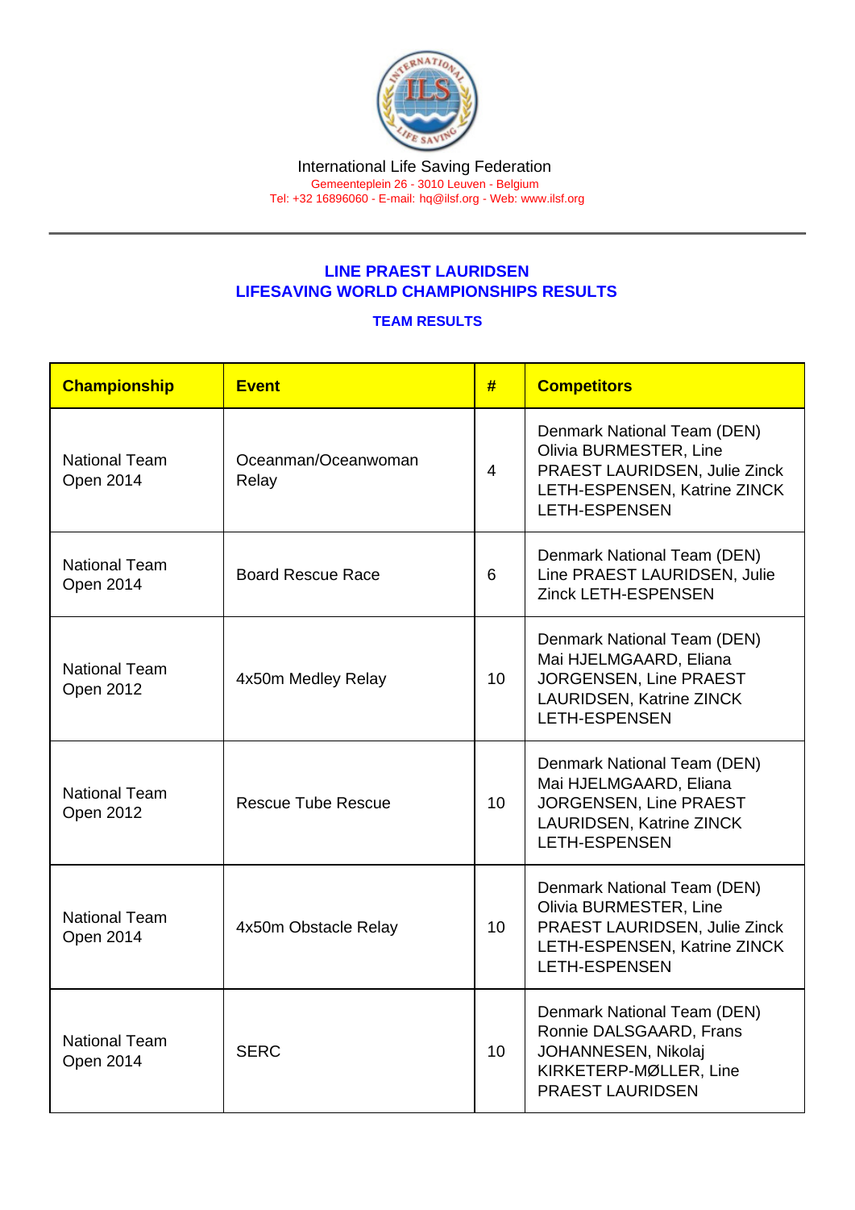International Life Saving Federation
Gemeenteplein 26 - 3010 Leuven - Belgium
Tel: +32 16896060 - E-mail: hq@ilsf.org - Web: www.ilsf.org

## LINE PRAEST LAURIDSEN
## LIFESAVING WORLD CHAMPIONSHIPS RESULTS

### TEAM RESULTS

| Championship | Event | # | Competitors |
|---|---|---|---|
| National Team Open 2014 | Oceanman/Oceanwoman Relay | 4 | Denmark National Team (DEN) Olivia BURMESTER, Line PRAEST LAURIDSEN, Julie Zinck LETH-ESPENSEN, Katrine ZINCK LETH-ESPENSEN |
| National Team Open 2014 | Board Rescue Race | 6 | Denmark National Team (DEN) Line PRAEST LAURIDSEN, Julie Zinck LETH-ESPENSEN |
| National Team Open 2012 | 4x50m Medley Relay | 10 | Denmark National Team (DEN) Mai HJELMGAARD, Eliana JORGENSEN, Line PRAEST LAURIDSEN, Katrine ZINCK LETH-ESPENSEN |
| National Team Open 2012 | Rescue Tube Rescue | 10 | Denmark National Team (DEN) Mai HJELMGAARD, Eliana JORGENSEN, Line PRAEST LAURIDSEN, Katrine ZINCK LETH-ESPENSEN |
| National Team Open 2014 | 4x50m Obstacle Relay | 10 | Denmark National Team (DEN) Olivia BURMESTER, Line PRAEST LAURIDSEN, Julie Zinck LETH-ESPENSEN, Katrine ZINCK LETH-ESPENSEN |
| National Team Open 2014 | SERC | 10 | Denmark National Team (DEN) Ronnie DALSGAARD, Frans JOHANNESEN, Nikolaj KIRKETERP-MØLLER, Line PRAEST LAURIDSEN |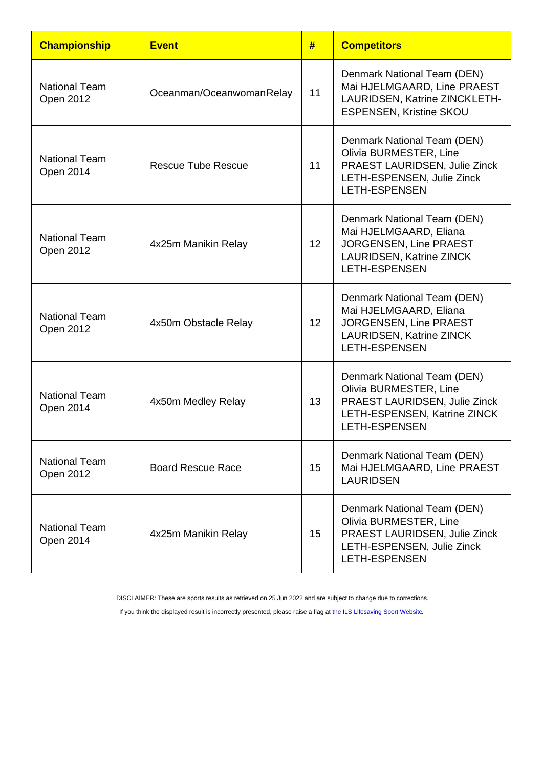| Championship | Event | # | Competitors |
| --- | --- | --- | --- |
| National Team Open 2012 | Oceanman/OceanwomanRelay | 11 | Denmark National Team (DEN) Mai HJELMGAARD, Line PRAEST LAURIDSEN, Katrine ZINCKLETH-ESPENSEN, Kristine SKOU |
| National Team Open 2014 | Rescue Tube Rescue | 11 | Denmark National Team (DEN) Olivia BURMESTER, Line PRAEST LAURIDSEN, Julie Zinck LETH-ESPENSEN, Julie Zinck LETH-ESPENSEN |
| National Team Open 2012 | 4x25m Manikin Relay | 12 | Denmark National Team (DEN) Mai HJELMGAARD, Eliana JORGENSEN, Line PRAEST LAURIDSEN, Katrine ZINCK LETH-ESPENSEN |
| National Team Open 2012 | 4x50m Obstacle Relay | 12 | Denmark National Team (DEN) Mai HJELMGAARD, Eliana JORGENSEN, Line PRAEST LAURIDSEN, Katrine ZINCK LETH-ESPENSEN |
| National Team Open 2014 | 4x50m Medley Relay | 13 | Denmark National Team (DEN) Olivia BURMESTER, Line PRAEST LAURIDSEN, Julie Zinck LETH-ESPENSEN, Katrine ZINCK LETH-ESPENSEN |
| National Team Open 2012 | Board Rescue Race | 15 | Denmark National Team (DEN) Mai HJELMGAARD, Line PRAEST LAURIDSEN |
| National Team Open 2014 | 4x25m Manikin Relay | 15 | Denmark National Team (DEN) Olivia BURMESTER, Line PRAEST LAURIDSEN, Julie Zinck LETH-ESPENSEN, Julie Zinck LETH-ESPENSEN |

DISCLAIMER: These are sports results as retrieved on 25 Jun 2022 and are subject to change due to corrections.

If you think the displayed result is incorrectly presented, please raise a flag at the ILS Lifesaving Sport Website.